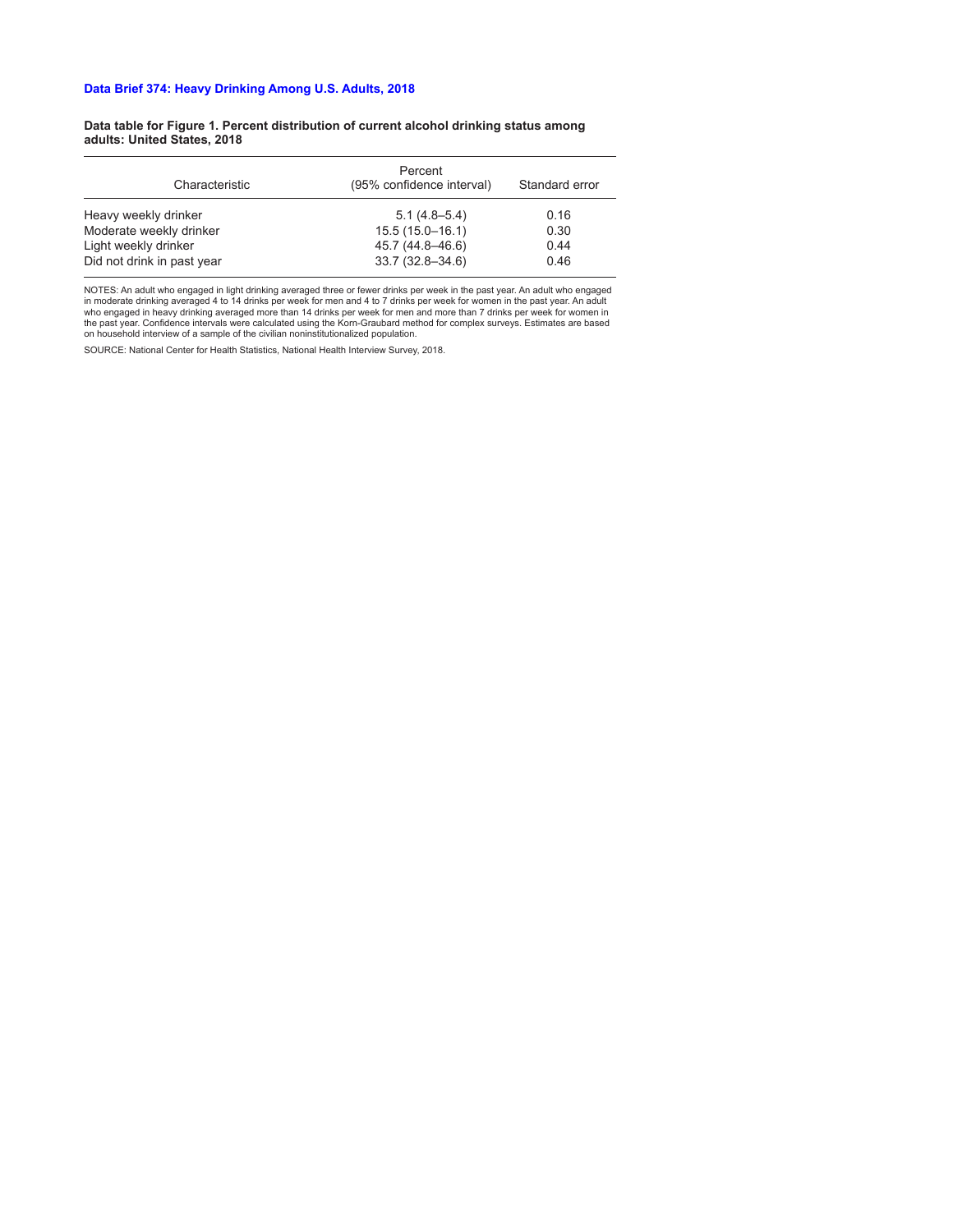## Data Brief 374: Heavy Drinking Among U.S. Adults, 2018

**Data table for Figure 1. Percent distribution of current alcohol drinking status among adults: United States, 2018**

| Characteristic | Percent (95% confidence interval) | Standard error |
|---|---|---|
| Heavy weekly drinker | 5.1 (4.8–5.4) | 0.16 |
| Moderate weekly drinker | 15.5 (15.0–16.1) | 0.30 |
| Light weekly drinker | 45.7 (44.8–46.6) | 0.44 |
| Did not drink in past year | 33.7 (32.8–34.6) | 0.46 |

NOTES: An adult who engaged in light drinking averaged three or fewer drinks per week in the past year. An adult who engaged in moderate drinking averaged 4 to 14 drinks per week for men and 4 to 7 drinks per week for women in the past year. An adult who engaged in heavy drinking averaged more than 14 drinks per week for men and more than 7 drinks per week for women in the past year. Confidence intervals were calculated using the Korn-Graubard method for complex surveys. Estimates are based on household interview of a sample of the civilian noninstitutionalized population.

SOURCE: National Center for Health Statistics, National Health Interview Survey, 2018.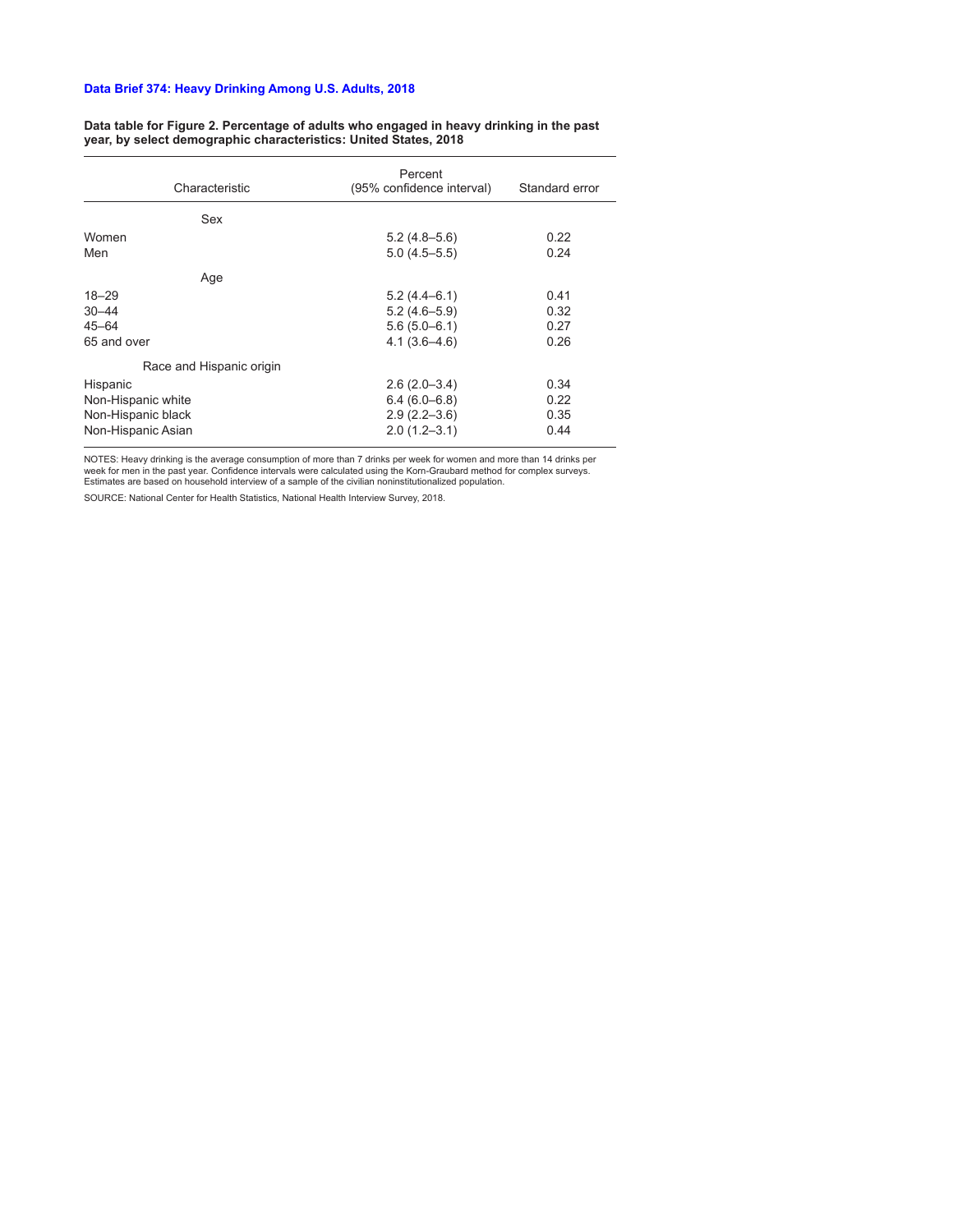**Data Brief 374: Heavy Drinking Among U.S. Adults, 2018**

**Data table for Figure 2. Percentage of adults who engaged in heavy drinking in the past year, by select demographic characteristics: United States, 2018**

| Characteristic | Percent (95% confidence interval) | Standard error |
|---|---|---|
| Sex | | |
| Women | 5.2 (4.8–5.6) | 0.22 |
| Men | 5.0 (4.5–5.5) | 0.24 |
| Age | | |
| 18–29 | 5.2 (4.4–6.1) | 0.41 |
| 30–44 | 5.2 (4.6–5.9) | 0.32 |
| 45–64 | 5.6 (5.0–6.1) | 0.27 |
| 65 and over | 4.1 (3.6–4.6) | 0.26 |
| Race and Hispanic origin | | |
| Hispanic | 2.6 (2.0–3.4) | 0.34 |
| Non-Hispanic white | 6.4 (6.0–6.8) | 0.22 |
| Non-Hispanic black | 2.9 (2.2–3.6) | 0.35 |
| Non-Hispanic Asian | 2.0 (1.2–3.1) | 0.44 |

NOTES: Heavy drinking is the average consumption of more than 7 drinks per week for women and more than 14 drinks per week for men in the past year. Confidence intervals were calculated using the Korn-Graubard method for complex surveys. Estimates are based on household interview of a sample of the civilian noninstitutionalized population.

SOURCE: National Center for Health Statistics, National Health Interview Survey, 2018.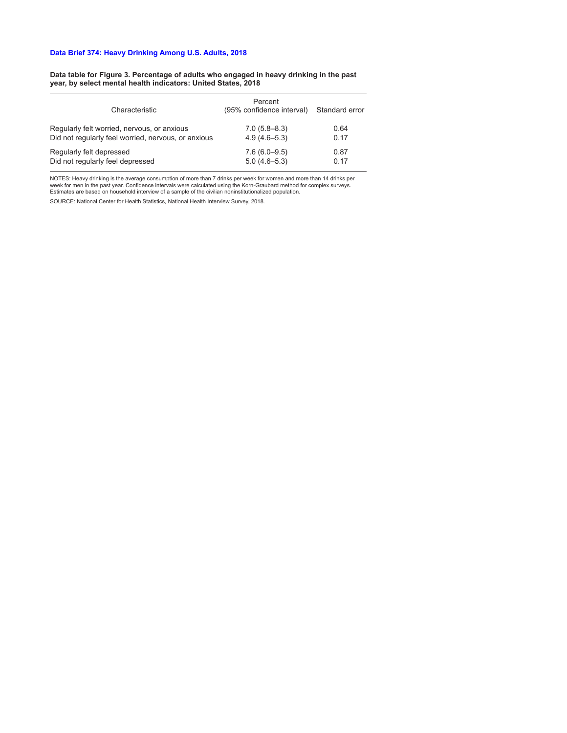**Data Brief 374: Heavy Drinking Among U.S. Adults, 2018**

**Data table for Figure 3. Percentage of adults who engaged in heavy drinking in the past year, by select mental health indicators: United States, 2018**

| Characteristic | Percent (95% confidence interval) | Standard error |
|---|---|---|
| Regularly felt worried, nervous, or anxious | 7.0 (5.8–8.3) | 0.64 |
| Did not regularly feel worried, nervous, or anxious | 4.9 (4.6–5.3) | 0.17 |
| Regularly felt depressed | 7.6 (6.0–9.5) | 0.87 |
| Did not regularly feel depressed | 5.0 (4.6–5.3) | 0.17 |

NOTES: Heavy drinking is the average consumption of more than 7 drinks per week for women and more than 14 drinks per week for men in the past year. Confidence intervals were calculated using the Korn-Graubard method for complex surveys. Estimates are based on household interview of a sample of the civilian noninstitutionalized population.

SOURCE: National Center for Health Statistics, National Health Interview Survey, 2018.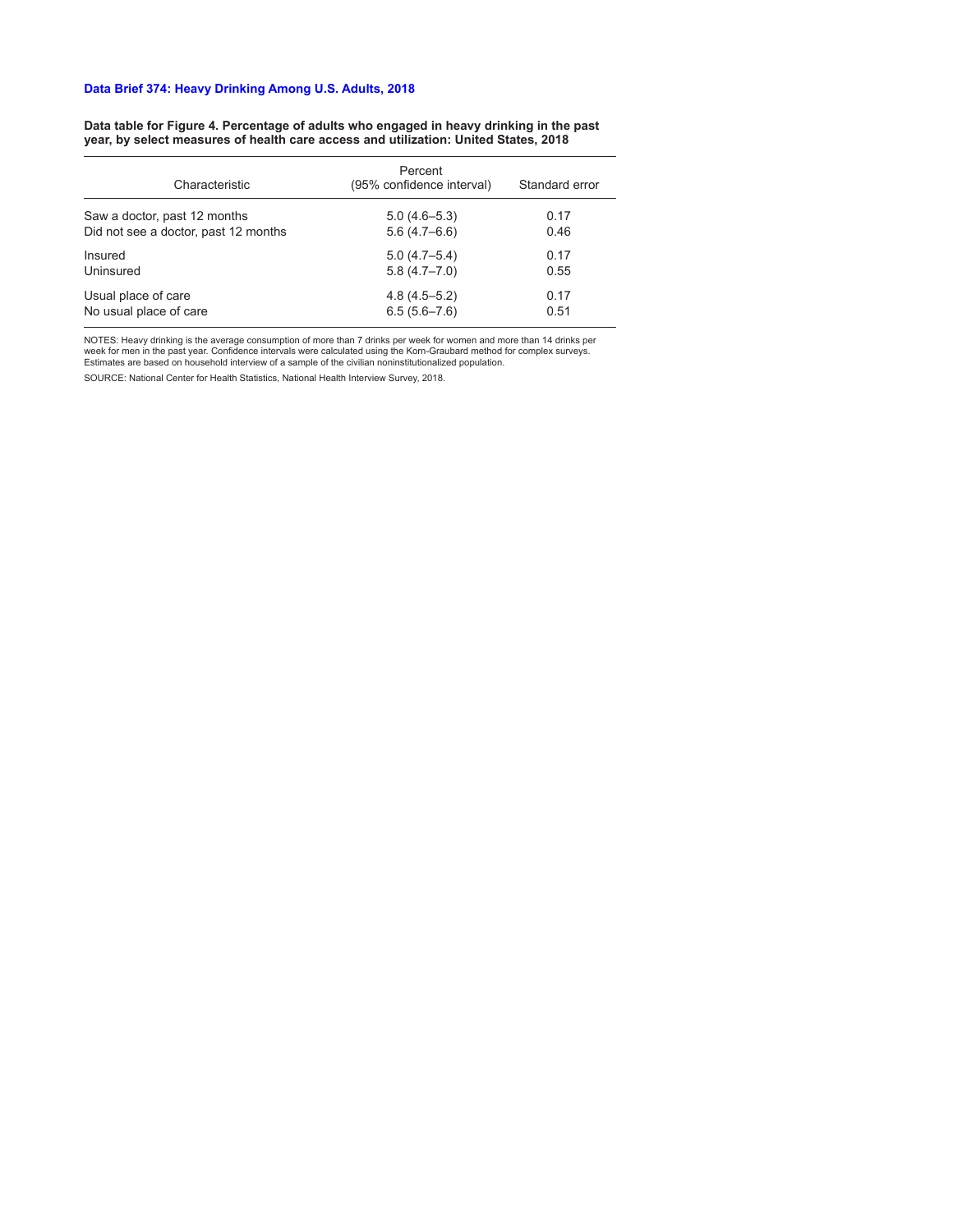**Data Brief 374: Heavy Drinking Among U.S. Adults, 2018**

**Data table for Figure 4. Percentage of adults who engaged in heavy drinking in the past year, by select measures of health care access and utilization: United States, 2018**

| Characteristic | Percent (95% confidence interval) | Standard error |
|---|---|---|
| Saw a doctor, past 12 months | 5.0 (4.6–5.3) | 0.17 |
| Did not see a doctor, past 12 months | 5.6 (4.7–6.6) | 0.46 |
| Insured | 5.0 (4.7–5.4) | 0.17 |
| Uninsured | 5.8 (4.7–7.0) | 0.55 |
| Usual place of care | 4.8 (4.5–5.2) | 0.17 |
| No usual place of care | 6.5 (5.6–7.6) | 0.51 |

NOTES: Heavy drinking is the average consumption of more than 7 drinks per week for women and more than 14 drinks per week for men in the past year. Confidence intervals were calculated using the Korn-Graubard method for complex surveys. Estimates are based on household interview of a sample of the civilian noninstitutionalized population.

SOURCE: National Center for Health Statistics, National Health Interview Survey, 2018.